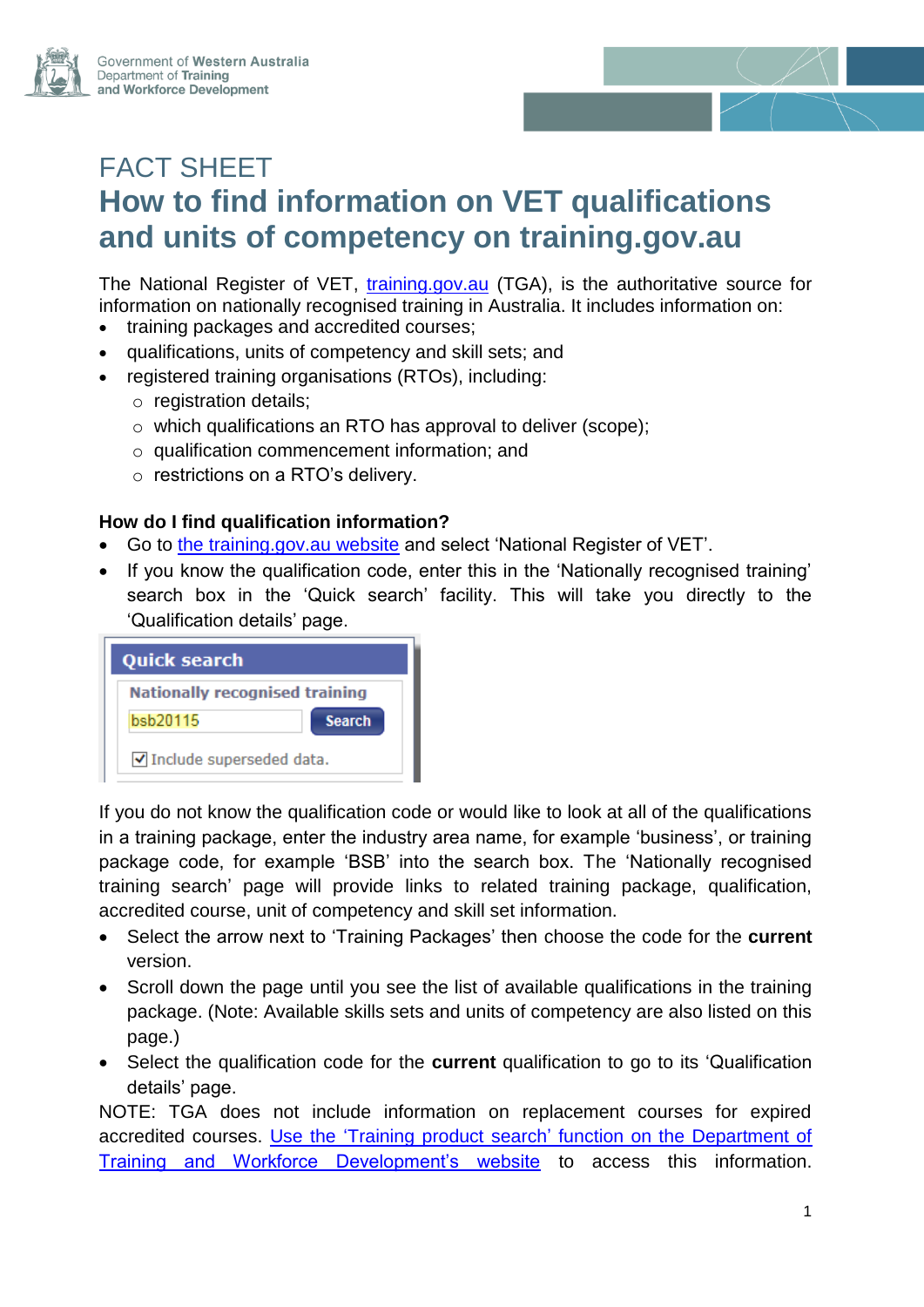Government of Western Australia
Department of Training
and Workforce Development

# FACT SHEET
# How to find information on VET qualifications and units of competency on training.gov.au

The National Register of VET, training.gov.au (TGA), is the authoritative source for information on nationally recognised training in Australia. It includes information on:

- training packages and accredited courses;
- qualifications, units of competency and skill sets; and
- registered training organisations (RTOs), including:
  - registration details;
  - which qualifications an RTO has approval to deliver (scope);
  - qualification commencement information; and
  - restrictions on a RTO's delivery.

**How do I find qualification information?**

- Go to the training.gov.au website and select 'National Register of VET'.
- If you know the qualification code, enter this in the 'Nationally recognised training' search box in the 'Quick search' facility. This will take you directly to the 'Qualification details' page.

Quick search
Nationally recognised training
bsb20115
Search
☑ Include superseded data.

If you do not know the qualification code or would like to look at all of the qualifications in a training package, enter the industry area name, for example 'business', or training package code, for example 'BSB' into the search box. The 'Nationally recognised training search' page will provide links to related training package, qualification, accredited course, unit of competency and skill set information.

- Select the arrow next to 'Training Packages' then choose the code for the **current** version.
- Scroll down the page until you see the list of available qualifications in the training package. (Note: Available skills sets and units of competency are also listed on this page.)
- Select the qualification code for the **current** qualification to go to its 'Qualification details' page.

NOTE: TGA does not include information on replacement courses for expired accredited courses. Use the 'Training product search' function on the Department of Training and Workforce Development's website to access this information.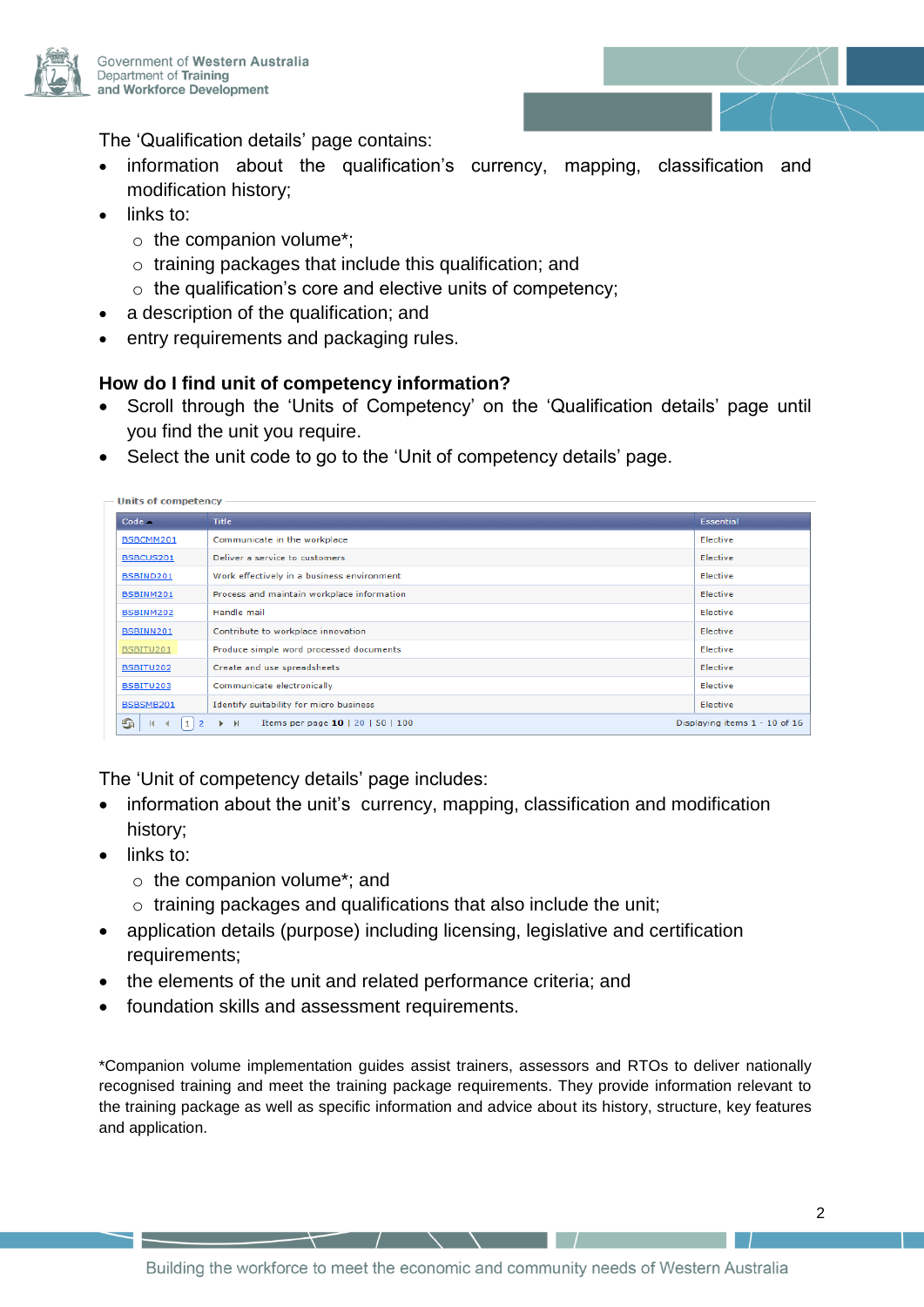The 'Qualification details' page contains:

- information about the qualification's currency, mapping, classification and modification history;
- links to:
  - the companion volume*;
  - training packages that include this qualification; and
  - the qualification's core and elective units of competency;
- a description of the qualification; and
- entry requirements and packaging rules.

**How do I find unit of competency information?**

- Scroll through the 'Units of Competency' on the 'Qualification details' page until you find the unit you require.
- Select the unit code to go to the 'Unit of competency details' page.

Units of competency

| Code | Title | Essential |
|---|---|---|
| BSBCMM201 | Communicate in the workplace | Elective |
| BSBCUS201 | Deliver a service to customers | Elective |
| BSBIND201 | Work effectively in a business environment | Elective |
| BSBINM201 | Process and maintain workplace information | Elective |
| BSBINM202 | Handle mail | Elective |
| BSBINN201 | Contribute to workplace innovation | Elective |
| BSBITU201 | Produce simple word processed documents | Elective |
| BSBITU202 | Create and use spreadsheets | Elective |
| BSBITU203 | Communicate electronically | Elective |
| BSBSMB201 | Identify suitability for micro business | Elective |

1 2 Items per page 10 | 20 | 50 | 100 Displaying items 1 - 10 of 16

The 'Unit of competency details' page includes:

- information about the unit's currency, mapping, classification and modification history;
- links to:
  - the companion volume*; and
  - training packages and qualifications that also include the unit;
- application details (purpose) including licensing, legislative and certification requirements;
- the elements of the unit and related performance criteria; and
- foundation skills and assessment requirements.

*Companion volume implementation guides assist trainers, assessors and RTOs to deliver nationally recognised training and meet the training package requirements. They provide information relevant to the training package as well as specific information and advice about its history, structure, key features and application.